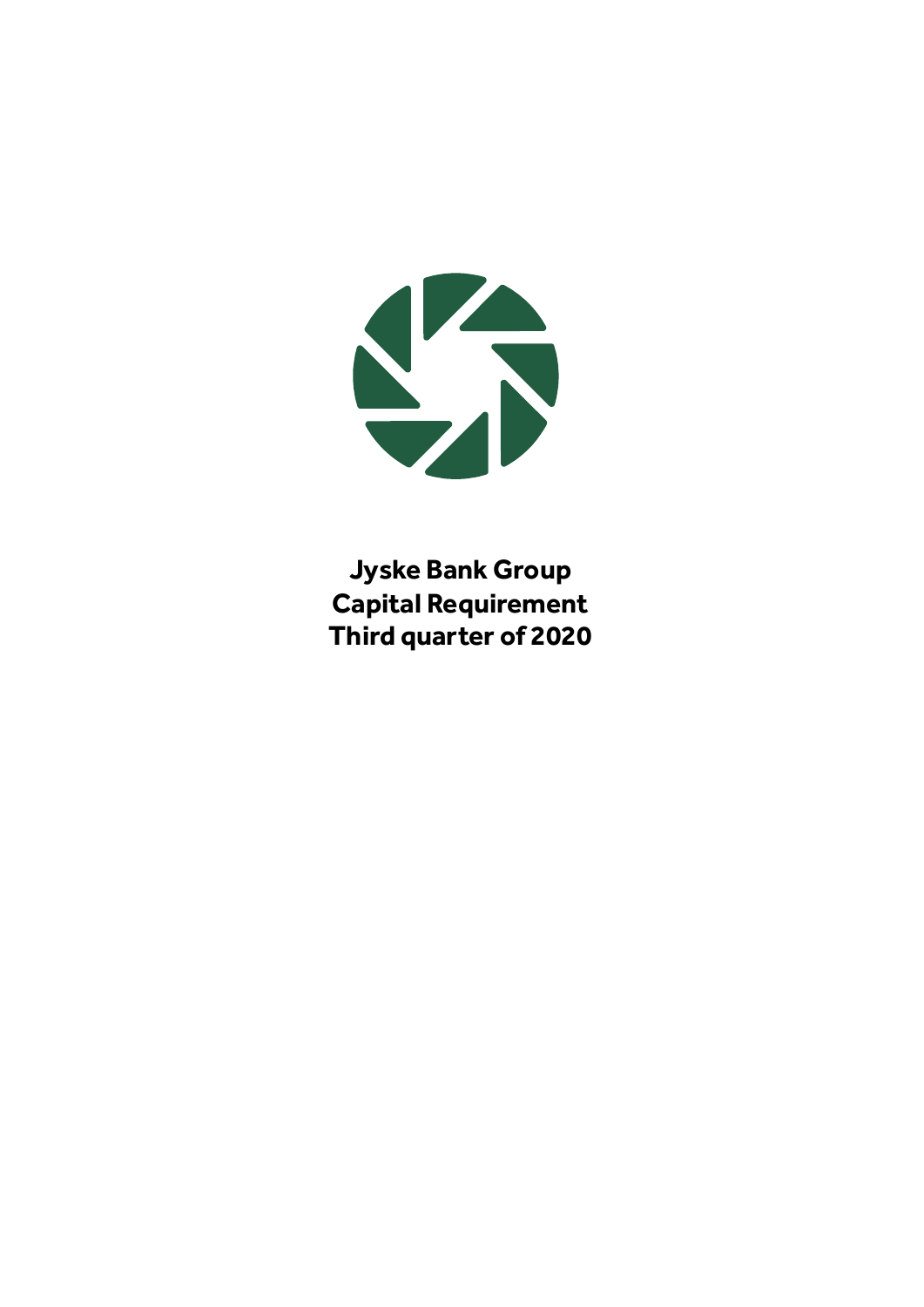# Jyske Bank Group
# Capital Requirement
# Third quarter of 2020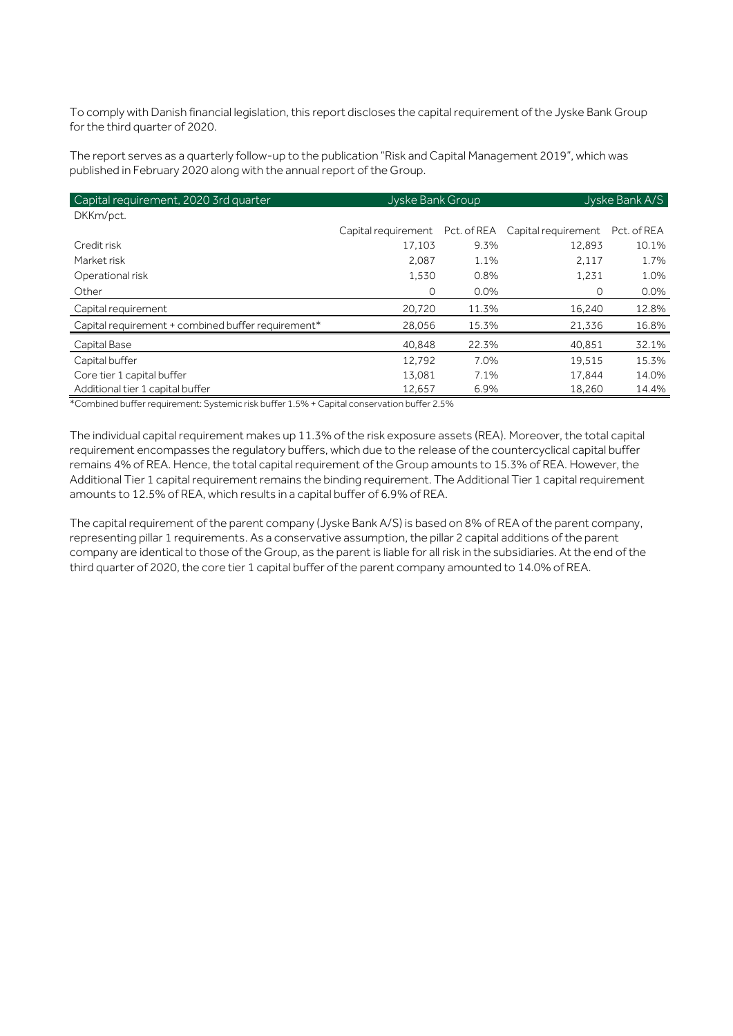To comply with Danish financial legislation, this report discloses the capital requirement of the Jyske Bank Group for the third quarter of 2020.

The report serves as a quarterly follow-up to the publication "Risk and Capital Management 2019", which was published in February 2020 along with the annual report of the Group.

| Capital requirement, 2020 3rd quarter | Jyske Bank Group | | Jyske Bank A/S | |
|---|---|---|---|---|
| DKKm/pct. | | | | |
| | Capital requirement | Pct. of REA | Capital requirement | Pct. of REA |
| Credit risk | 17,103 | 9.3% | 12,893 | 10.1% |
| Market risk | 2,087 | 1.1% | 2,117 | 1.7% |
| Operational risk | 1,530 | 0.8% | 1,231 | 1.0% |
| Other | 0 | 0.0% | 0 | 0.0% |
| Capital requirement | 20,720 | 11.3% | 16,240 | 12.8% |
| Capital requirement + combined buffer requirement* | 28,056 | 15.3% | 21,336 | 16.8% |
| Capital Base | 40,848 | 22.3% | 40,851 | 32.1% |
| Capital buffer | 12,792 | 7.0% | 19,515 | 15.3% |
| Core tier 1 capital buffer | 13,081 | 7.1% | 17,844 | 14.0% |
| Additional tier 1 capital buffer | 12,657 | 6.9% | 18,260 | 14.4% |

*Combined buffer requirement: Systemic risk buffer 1.5% + Capital conservation buffer 2.5%

The individual capital requirement makes up 11.3% of the risk exposure assets (REA). Moreover, the total capital requirement encompasses the regulatory buffers, which due to the release of the countercyclical capital buffer remains 4% of REA. Hence, the total capital requirement of the Group amounts to 15.3% of REA. However, the Additional Tier 1 capital requirement remains the binding requirement. The Additional Tier 1 capital requirement amounts to 12.5% of REA, which results in a capital buffer of 6.9% of REA.

The capital requirement of the parent company (Jyske Bank A/S) is based on 8% of REA of the parent company, representing pillar 1 requirements. As a conservative assumption, the pillar 2 capital additions of the parent company are identical to those of the Group, as the parent is liable for all risk in the subsidiaries. At the end of the third quarter of 2020, the core tier 1 capital buffer of the parent company amounted to 14.0% of REA.